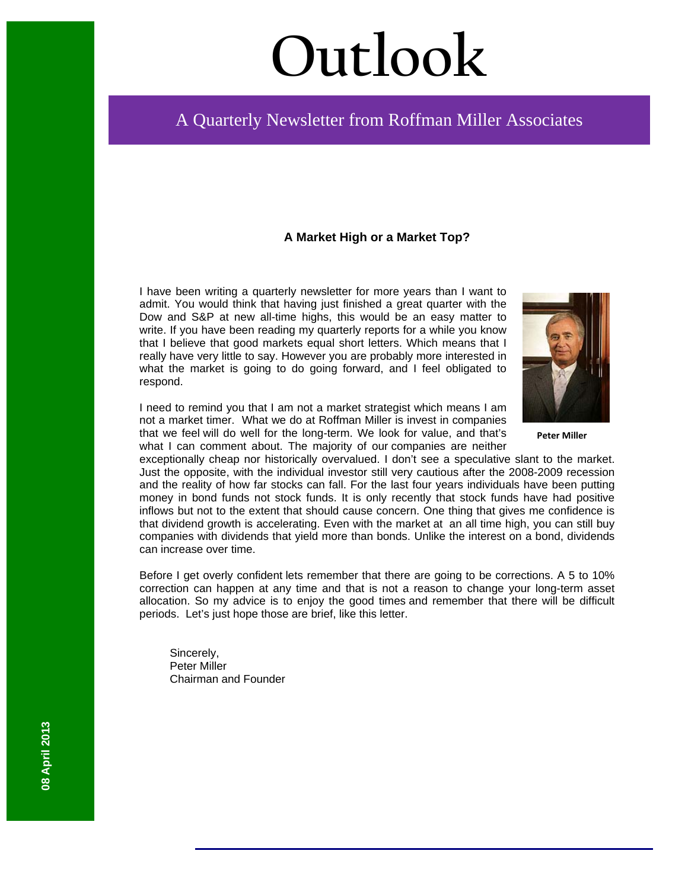# Outlook

A Quarterly Newsletter from Roffman Miller Associates

08 April 2013

### A Market High or a Market Top?

I have been writing a quarterly newsletter for more years than I want to admit. You would think that having just finished a great quarter with the Dow and S&P at new all-time highs, this would be an easy matter to write. If you have been reading my quarterly reports for a while you know that I believe that good markets equal short letters. Which means that I really have very little to say. However you are probably more interested in what the market is going to do going forward, and I feel obligated to respond.

Peter Miller

I need to remind you that I am not a market strategist which means I am not a market timer. What we do at Roffman Miller is invest in companies that we feel will do well for the long-term. We look for value, and that's what I can comment about. The majority of our companies are neither exceptionally cheap nor historically overvalued. I don't see a speculative slant to the market. Just the opposite, with the individual investor still very cautious after the 2008-2009 recession and the reality of how far stocks can fall. For the last four years individuals have been putting money in bond funds not stock funds. It is only recently that stock funds have had positive inflows but not to the extent that should cause concern. One thing that gives me confidence is that dividend growth is accelerating. Even with the market at an all time high, you can still buy companies with dividends that yield more than bonds. Unlike the interest on a bond, dividends can increase over time.

Before I get overly confident lets remember that there are going to be corrections. A 5 to 10% correction can happen at any time and that is not a reason to change your long-term asset allocation. So my advice is to enjoy the good times and remember that there will be difficult periods. Let's just hope those are brief, like this letter.

Sincerely,
Peter Miller
Chairman and Founder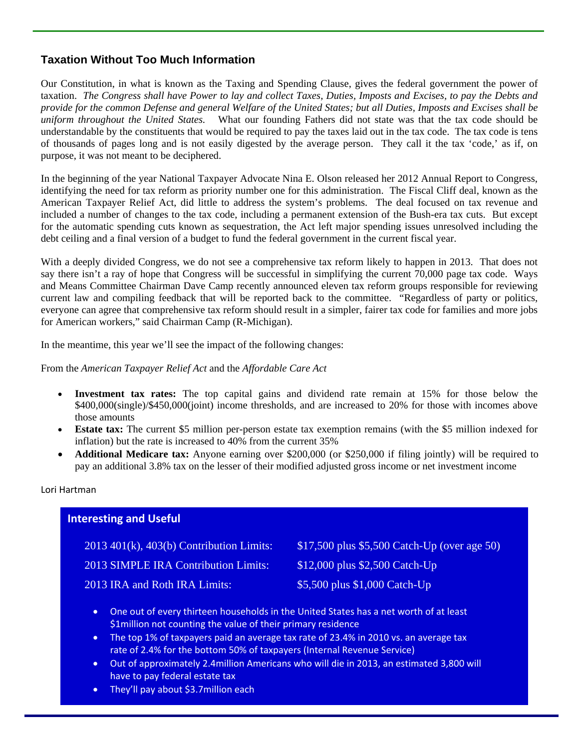## Taxation Without Too Much Information

Our Constitution, in what is known as the Taxing and Spending Clause, gives the federal government the power of taxation. *The Congress shall have Power to lay and collect Taxes, Duties, Imposts and Excises, to pay the Debts and provide for the common Defense and general Welfare of the United States; but all Duties, Imposts and Excises shall be uniform throughout the United States.* What our founding Fathers did not state was that the tax code should be understandable by the constituents that would be required to pay the taxes laid out in the tax code. The tax code is tens of thousands of pages long and is not easily digested by the average person. They call it the tax 'code,' as if, on purpose, it was not meant to be deciphered.

In the beginning of the year National Taxpayer Advocate Nina E. Olson released her 2012 Annual Report to Congress, identifying the need for tax reform as priority number one for this administration. The Fiscal Cliff deal, known as the American Taxpayer Relief Act, did little to address the system's problems. The deal focused on tax revenue and included a number of changes to the tax code, including a permanent extension of the Bush-era tax cuts. But except for the automatic spending cuts known as sequestration, the Act left major spending issues unresolved including the debt ceiling and a final version of a budget to fund the federal government in the current fiscal year.

With a deeply divided Congress, we do not see a comprehensive tax reform likely to happen in 2013. That does not say there isn't a ray of hope that Congress will be successful in simplifying the current 70,000 page tax code. Ways and Means Committee Chairman Dave Camp recently announced eleven tax reform groups responsible for reviewing current law and compiling feedback that will be reported back to the committee. "Regardless of party or politics, everyone can agree that comprehensive tax reform should result in a simpler, fairer tax code for families and more jobs for American workers," said Chairman Camp (R-Michigan).

In the meantime, this year we'll see the impact of the following changes:

From the *American Taxpayer Relief Act* and the *Affordable Care Act*

- **Investment tax rates:** The top capital gains and dividend rate remain at 15% for those below the $400,000(single)/$450,000(joint) income thresholds, and are increased to 20% for those with incomes above those amounts
- **Estate tax:** The current $5 million per-person estate tax exemption remains (with the $5 million indexed for inflation) but the rate is increased to 40% from the current 35%
- **Additional Medicare tax:** Anyone earning over $200,000 (or $250,000 if filing jointly) will be required to pay an additional 3.8% tax on the lesser of their modified adjusted gross income or net investment income

Lori Hartman

### Interesting and Useful

| | |
|---|---|
| 2013 401(k), 403(b) Contribution Limits: | $17,500 plus $5,500 Catch-Up (over age 50) |
| 2013 SIMPLE IRA Contribution Limits: | $12,000 plus $2,500 Catch-Up |
| 2013 IRA and Roth IRA Limits: | $5,500 plus $1,000 Catch-Up |

- One out of every thirteen households in the United States has a net worth of at least $1million not counting the value of their primary residence
- The top 1% of taxpayers paid an average tax rate of 23.4% in 2010 vs. an average tax rate of 2.4% for the bottom 50% of taxpayers (Internal Revenue Service)
- Out of approximately 2.4million Americans who will die in 2013, an estimated 3,800 will have to pay federal estate tax
- They'll pay about $3.7million each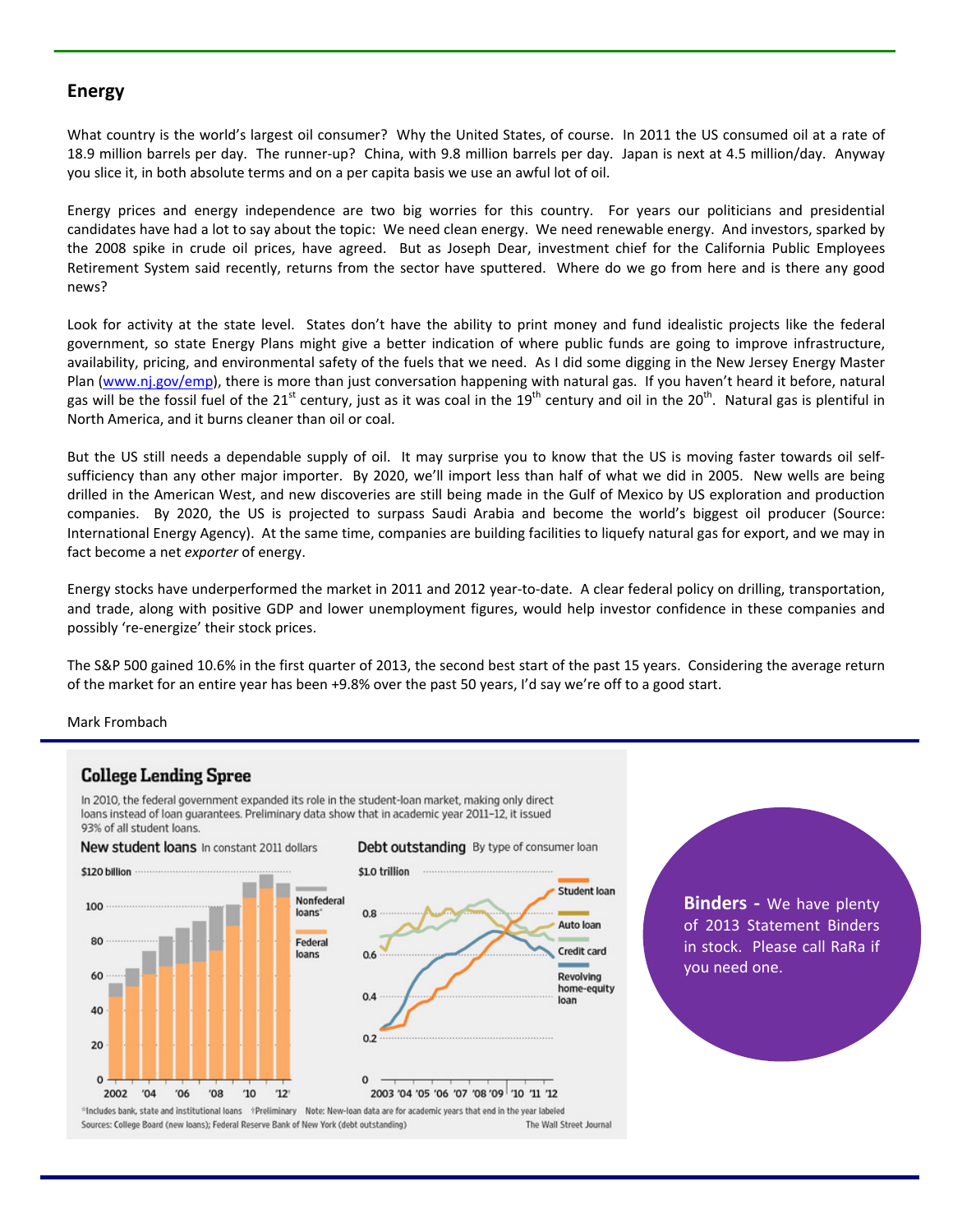## Energy

What country is the world's largest oil consumer? Why the United States, of course. In 2011 the US consumed oil at a rate of 18.9 million barrels per day. The runner-up? China, with 9.8 million barrels per day. Japan is next at 4.5 million/day. Anyway you slice it, in both absolute terms and on a per capita basis we use an awful lot of oil.

Energy prices and energy independence are two big worries for this country. For years our politicians and presidential candidates have had a lot to say about the topic: We need clean energy. We need renewable energy. And investors, sparked by the 2008 spike in crude oil prices, have agreed. But as Joseph Dear, investment chief for the California Public Employees Retirement System said recently, returns from the sector have sputtered. Where do we go from here and is there any good news?

Look for activity at the state level. States don't have the ability to print money and fund idealistic projects like the federal government, so state Energy Plans might give a better indication of where public funds are going to improve infrastructure, availability, pricing, and environmental safety of the fuels that we need. As I did some digging in the New Jersey Energy Master Plan (www.nj.gov/emp), there is more than just conversation happening with natural gas. If you haven't heard it before, natural gas will be the fossil fuel of the 21st century, just as it was coal in the 19th century and oil in the 20th. Natural gas is plentiful in North America, and it burns cleaner than oil or coal.

But the US still needs a dependable supply of oil. It may surprise you to know that the US is moving faster towards oil self-sufficiency than any other major importer. By 2020, we'll import less than half of what we did in 2005. New wells are being drilled in the American West, and new discoveries are still being made in the Gulf of Mexico by US exploration and production companies. By 2020, the US is projected to surpass Saudi Arabia and become the world's biggest oil producer (Source: International Energy Agency). At the same time, companies are building facilities to liquefy natural gas for export, and we may in fact become a net *exporter* of energy.

Energy stocks have underperformed the market in 2011 and 2012 year-to-date. A clear federal policy on drilling, transportation, and trade, along with positive GDP and lower unemployment figures, would help investor confidence in these companies and possibly 're-energize' their stock prices.

The S&P 500 gained 10.6% in the first quarter of 2013, the second best start of the past 15 years. Considering the average return of the market for an entire year has been +9.8% over the past 50 years, I'd say we're off to a good start.

Mark Frombach

---

### College Lending Spree

In 2010, the federal government expanded its role in the student-loan market, making only direct loans instead of loan guarantees. Preliminary data show that in academic year 2011–12, it issued 93% of all student loans.

**New student loans** In constant 2011 dollars — Nonfederal loans*, Federal loans

**Debt outstanding** By type of consumer loan — Student loan, Auto loan, Credit card, Revolving home-equity loan

*Includes bank, state and institutional loans †Preliminary Note: New-loan data are for academic years that end in the year labeled

Sources: College Board (new loans); Federal Reserve Bank of New York (debt outstanding)

The Wall Street Journal

---

**Binders -** We have plenty of 2013 Statement Binders in stock. Please call RaRa if you need one.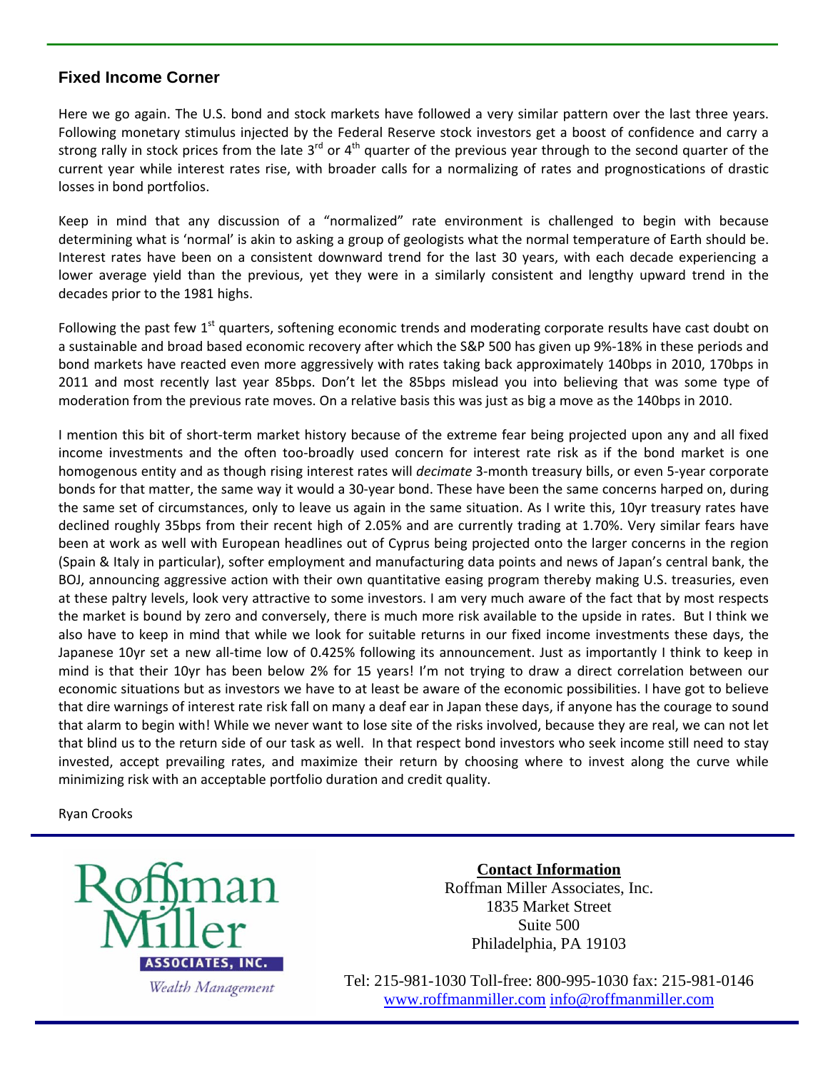## Fixed Income Corner

Here we go again. The U.S. bond and stock markets have followed a very similar pattern over the last three years. Following monetary stimulus injected by the Federal Reserve stock investors get a boost of confidence and carry a strong rally in stock prices from the late 3rd or 4th quarter of the previous year through to the second quarter of the current year while interest rates rise, with broader calls for a normalizing of rates and prognostications of drastic losses in bond portfolios.

Keep in mind that any discussion of a "normalized" rate environment is challenged to begin with because determining what is 'normal' is akin to asking a group of geologists what the normal temperature of Earth should be. Interest rates have been on a consistent downward trend for the last 30 years, with each decade experiencing a lower average yield than the previous, yet they were in a similarly consistent and lengthy upward trend in the decades prior to the 1981 highs.

Following the past few 1st quarters, softening economic trends and moderating corporate results have cast doubt on a sustainable and broad based economic recovery after which the S&P 500 has given up 9%-18% in these periods and bond markets have reacted even more aggressively with rates taking back approximately 140bps in 2010, 170bps in 2011 and most recently last year 85bps. Don't let the 85bps mislead you into believing that was some type of moderation from the previous rate moves. On a relative basis this was just as big a move as the 140bps in 2010.

I mention this bit of short-term market history because of the extreme fear being projected upon any and all fixed income investments and the often too-broadly used concern for interest rate risk as if the bond market is one homogenous entity and as though rising interest rates will *decimate* 3-month treasury bills, or even 5-year corporate bonds for that matter, the same way it would a 30-year bond. These have been the same concerns harped on, during the same set of circumstances, only to leave us again in the same situation. As I write this, 10yr treasury rates have declined roughly 35bps from their recent high of 2.05% and are currently trading at 1.70%. Very similar fears have been at work as well with European headlines out of Cyprus being projected onto the larger concerns in the region (Spain & Italy in particular), softer employment and manufacturing data points and news of Japan's central bank, the BOJ, announcing aggressive action with their own quantitative easing program thereby making U.S. treasuries, even at these paltry levels, look very attractive to some investors. I am very much aware of the fact that by most respects the market is bound by zero and conversely, there is much more risk available to the upside in rates. But I think we also have to keep in mind that while we look for suitable returns in our fixed income investments these days, the Japanese 10yr set a new all-time low of 0.425% following its announcement. Just as importantly I think to keep in mind is that their 10yr has been below 2% for 15 years! I'm not trying to draw a direct correlation between our economic situations but as investors we have to at least be aware of the economic possibilities. I have got to believe that dire warnings of interest rate risk fall on many a deaf ear in Japan these days, if anyone has the courage to sound that alarm to begin with! While we never want to lose site of the risks involved, because they are real, we can not let that blind us to the return side of our task as well. In that respect bond investors who seek income still need to stay invested, accept prevailing rates, and maximize their return by choosing where to invest along the curve while minimizing risk with an acceptable portfolio duration and credit quality.

Ryan Crooks

Roffman Miller ASSOCIATES, INC. Wealth Management

**Contact Information**
Roffman Miller Associates, Inc.
1835 Market Street
Suite 500
Philadelphia, PA 19103

Tel: 215-981-1030 Toll-free: 800-995-1030 fax: 215-981-0146
www.roffmanmiller.com info@roffmanmiller.com